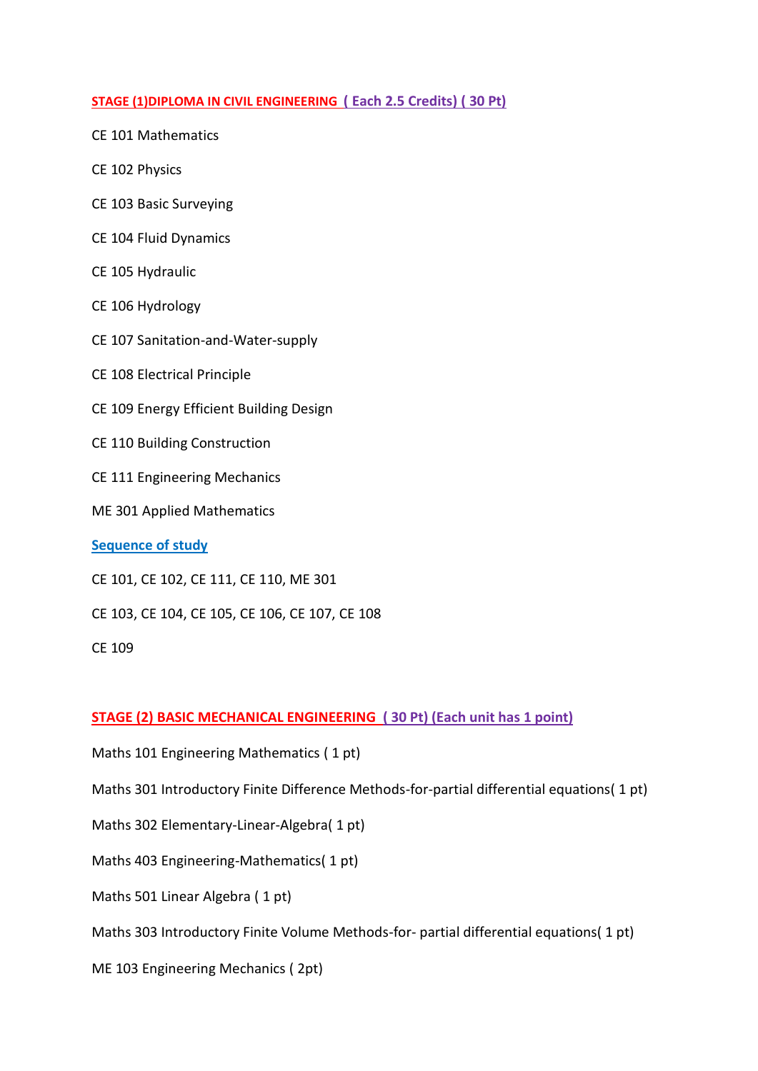## STAGE (1)DIPLOMA IN CIVIL ENGINEERING ( Each 2.5 Credits) ( 30 Pt)

CE 101 Mathematics

CE 102 Physics

CE 103 Basic Surveying

CE 104 Fluid Dynamics

CE 105 Hydraulic

CE 106 Hydrology

CE 107 Sanitation-and-Water-supply

CE 108 Electrical Principle

CE 109 Energy Efficient Building Design

CE 110 Building Construction

CE 111 Engineering Mechanics

ME 301 Applied Mathematics

### Sequence of study

CE 101, CE 102, CE 111, CE 110, ME 301

CE 103, CE 104, CE 105, CE 106, CE 107, CE 108

CE 109

## STAGE (2) BASIC MECHANICAL ENGINEERING ( 30 Pt) (Each unit has 1 point)

Maths 101 Engineering Mathematics ( 1 pt)

Maths 301 Introductory Finite Difference Methods-for-partial differential equations( 1 pt)

Maths 302 Elementary-Linear-Algebra( 1 pt)

Maths 403 Engineering-Mathematics( 1 pt)

Maths 501 Linear Algebra ( 1 pt)

Maths 303 Introductory Finite Volume Methods-for- partial differential equations( 1 pt)

ME 103 Engineering Mechanics ( 2pt)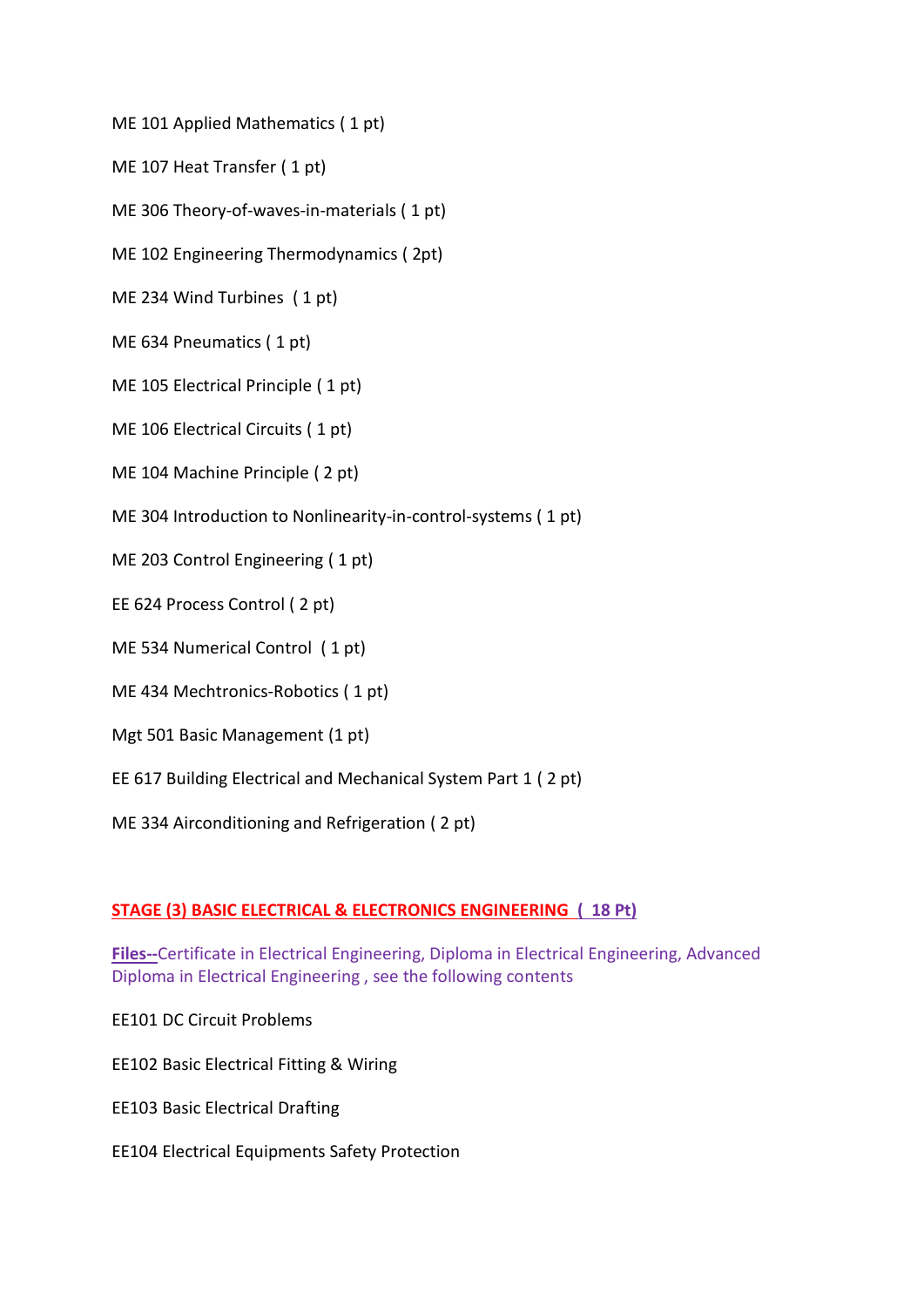ME 101 Applied Mathematics ( 1 pt)

ME 107 Heat Transfer ( 1 pt)

ME 306 Theory-of-waves-in-materials ( 1 pt)

ME 102 Engineering Thermodynamics ( 2pt)

ME 234 Wind Turbines  ( 1 pt)

ME 634 Pneumatics ( 1 pt)

ME 105 Electrical Principle ( 1 pt)

ME 106 Electrical Circuits ( 1 pt)

ME 104 Machine Principle ( 2 pt)

ME 304 Introduction to Nonlinearity-in-control-systems ( 1 pt)

ME 203 Control Engineering ( 1 pt)

EE 624 Process Control ( 2 pt)

ME 534 Numerical Control  ( 1 pt)

ME 434 Mechtronics-Robotics ( 1 pt)

Mgt 501 Basic Management (1 pt)

EE 617 Building Electrical and Mechanical System Part 1 ( 2 pt)

ME 334 Airconditioning and Refrigeration ( 2 pt)

**STAGE (3) BASIC ELECTRICAL & ELECTRONICS ENGINEERING  (  18 Pt)**

**Files--**Certificate in Electrical Engineering, Diploma in Electrical Engineering, Advanced Diploma in Electrical Engineering , see the following contents

EE101 DC Circuit Problems

EE102 Basic Electrical Fitting & Wiring

EE103 Basic Electrical Drafting

EE104 Electrical Equipments Safety Protection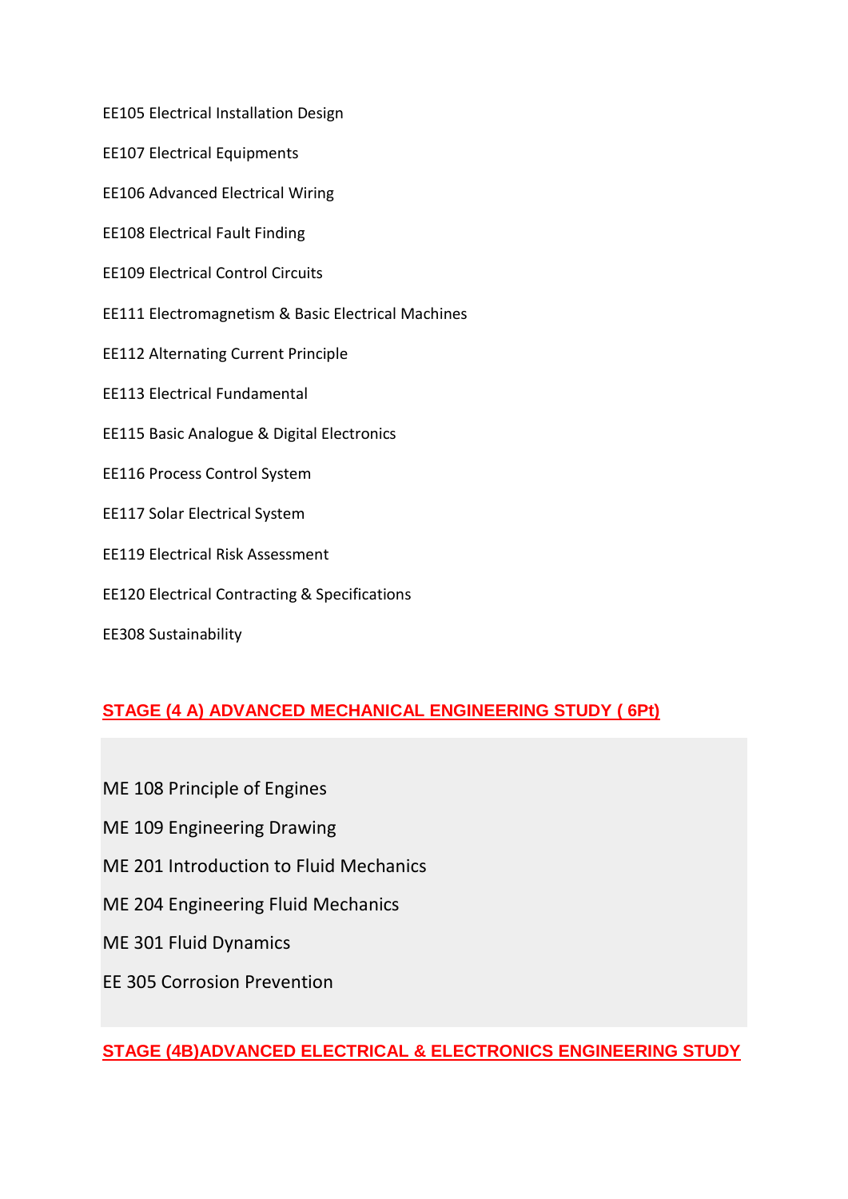EE105 Electrical Installation Design

EE107 Electrical Equipments

EE106 Advanced Electrical Wiring

EE108 Electrical Fault Finding

EE109 Electrical Control Circuits

EE111 Electromagnetism & Basic Electrical Machines

EE112 Alternating Current Principle

EE113 Electrical Fundamental

EE115 Basic Analogue & Digital Electronics

EE116 Process Control System

EE117 Solar Electrical System

EE119 Electrical Risk Assessment

EE120 Electrical Contracting & Specifications

EE308 Sustainability

## STAGE (4 A) ADVANCED MECHANICAL ENGINEERING STUDY ( 6Pt)

ME 108 Principle of Engines

ME 109 Engineering Drawing

ME 201 Introduction to Fluid Mechanics

ME 204 Engineering Fluid Mechanics

ME 301 Fluid Dynamics

EE 305 Corrosion Prevention

## STAGE (4B)ADVANCED ELECTRICAL & ELECTRONICS ENGINEERING STUDY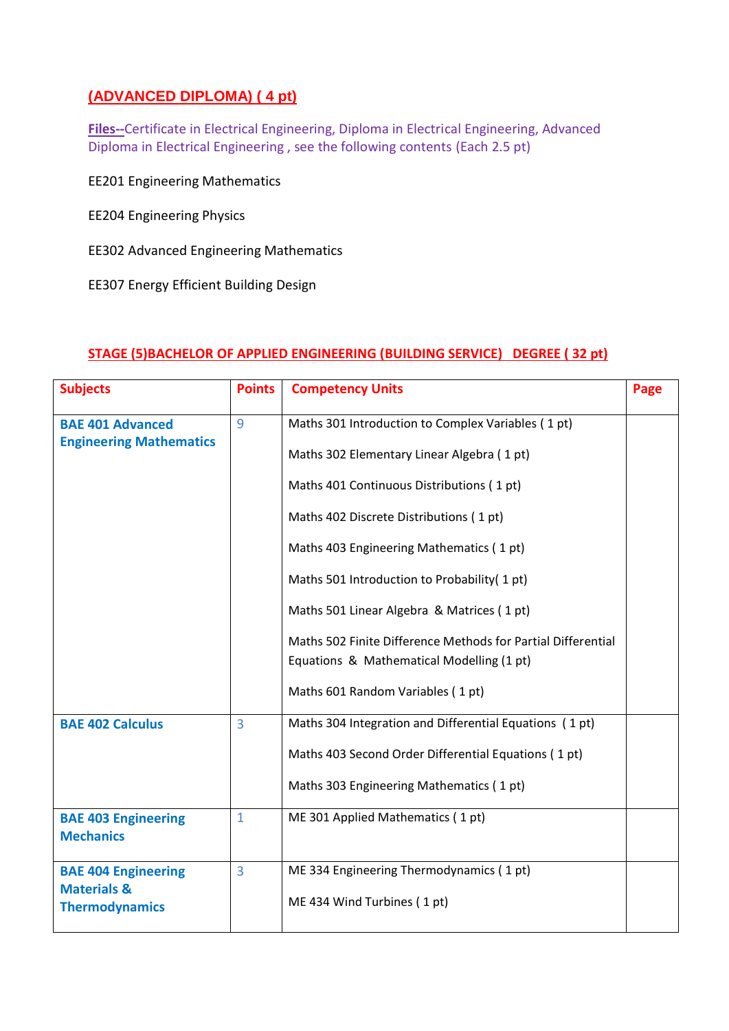## (ADVANCED DIPLOMA) ( 4 pt)

**Files--**Certificate in Electrical Engineering, Diploma in Electrical Engineering, Advanced Diploma in Electrical Engineering , see the following contents (Each 2.5 pt)

EE201 Engineering Mathematics

EE204 Engineering Physics

EE302 Advanced Engineering Mathematics

EE307 Energy Efficient Building Design

## STAGE (5)BACHELOR OF APPLIED ENGINEERING (BUILDING SERVICE) DEGREE ( 32 pt)

| Subjects | Points | Competency Units | Page |
|---|---|---|---|
| **BAE 401 Advanced Engineering Mathematics** | 9 | Maths 301 Introduction to Complex Variables ( 1 pt)<br><br>Maths 302 Elementary Linear Algebra ( 1 pt)<br><br>Maths 401 Continuous Distributions ( 1 pt)<br><br>Maths 402 Discrete Distributions ( 1 pt)<br><br>Maths 403 Engineering Mathematics ( 1 pt)<br><br>Maths 501 Introduction to Probability( 1 pt)<br><br>Maths 501 Linear Algebra & Matrices ( 1 pt)<br><br>Maths 502 Finite Difference Methods for Partial Differential Equations & Mathematical Modelling (1 pt)<br><br>Maths 601 Random Variables ( 1 pt) | |
| **BAE 402 Calculus** | 3 | Maths 304 Integration and Differential Equations ( 1 pt)<br><br>Maths 403 Second Order Differential Equations ( 1 pt)<br><br>Maths 303 Engineering Mathematics ( 1 pt) | |
| **BAE 403 Engineering Mechanics** | 1 | ME 301 Applied Mathematics ( 1 pt) | |
| **BAE 404 Engineering Materials & Thermodynamics** | 3 | ME 334 Engineering Thermodynamics ( 1 pt)<br><br>ME 434 Wind Turbines ( 1 pt) | |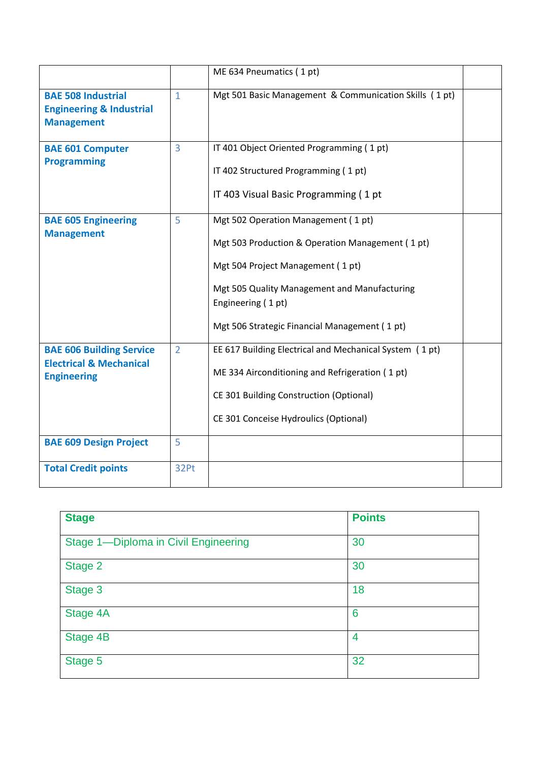| | | | |
|---|---|---|---|
| | | ME 634 Pneumatics ( 1 pt) | |
| **BAE 508 Industrial Engineering & Industrial Management** | 1 | Mgt 501 Basic Management & Communication Skills ( 1 pt) | |
| **BAE 601 Computer Programming** | 3 | IT 401 Object Oriented Programming ( 1 pt)<br><br>IT 402 Structured Programming ( 1 pt)<br><br>IT 403 Visual Basic Programming ( 1 pt | |
| **BAE 605 Engineering Management** | 5 | Mgt 502 Operation Management ( 1 pt)<br><br>Mgt 503 Production & Operation Management ( 1 pt)<br><br>Mgt 504 Project Management ( 1 pt)<br><br>Mgt 505 Quality Management and Manufacturing Engineering ( 1 pt)<br><br>Mgt 506 Strategic Financial Management ( 1 pt) | |
| **BAE 606 Building Service Electrical & Mechanical Engineering** | 2 | EE 617 Building Electrical and Mechanical System ( 1 pt)<br><br>ME 334 Airconditioning and Refrigeration ( 1 pt)<br><br>CE 301 Building Construction (Optional)<br><br>CE 301 Conceise Hydroulics (Optional) | |
| **BAE 609 Design Project** | 5 | | |
| **Total Credit points** | 32Pt | | |

| **Stage** | **Points** |
|---|---|
| Stage 1—Diploma in Civil Engineering | 30 |
| Stage 2 | 30 |
| Stage 3 | 18 |
| Stage 4A | 6 |
| Stage 4B | 4 |
| Stage 5 | 32 |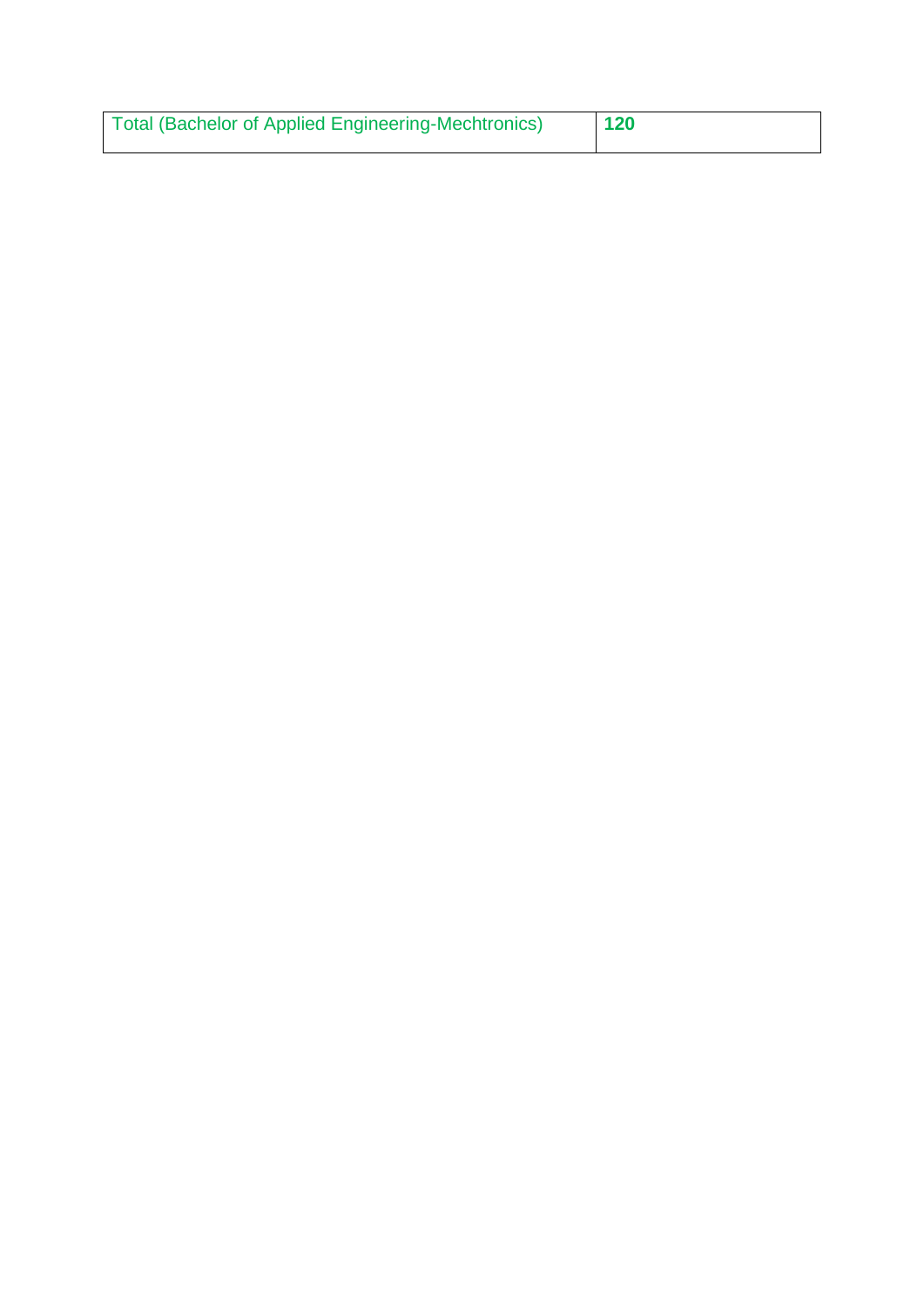| | |
|---|---|
| Total (Bachelor of Applied Engineering-Mechtronics) | **120** |